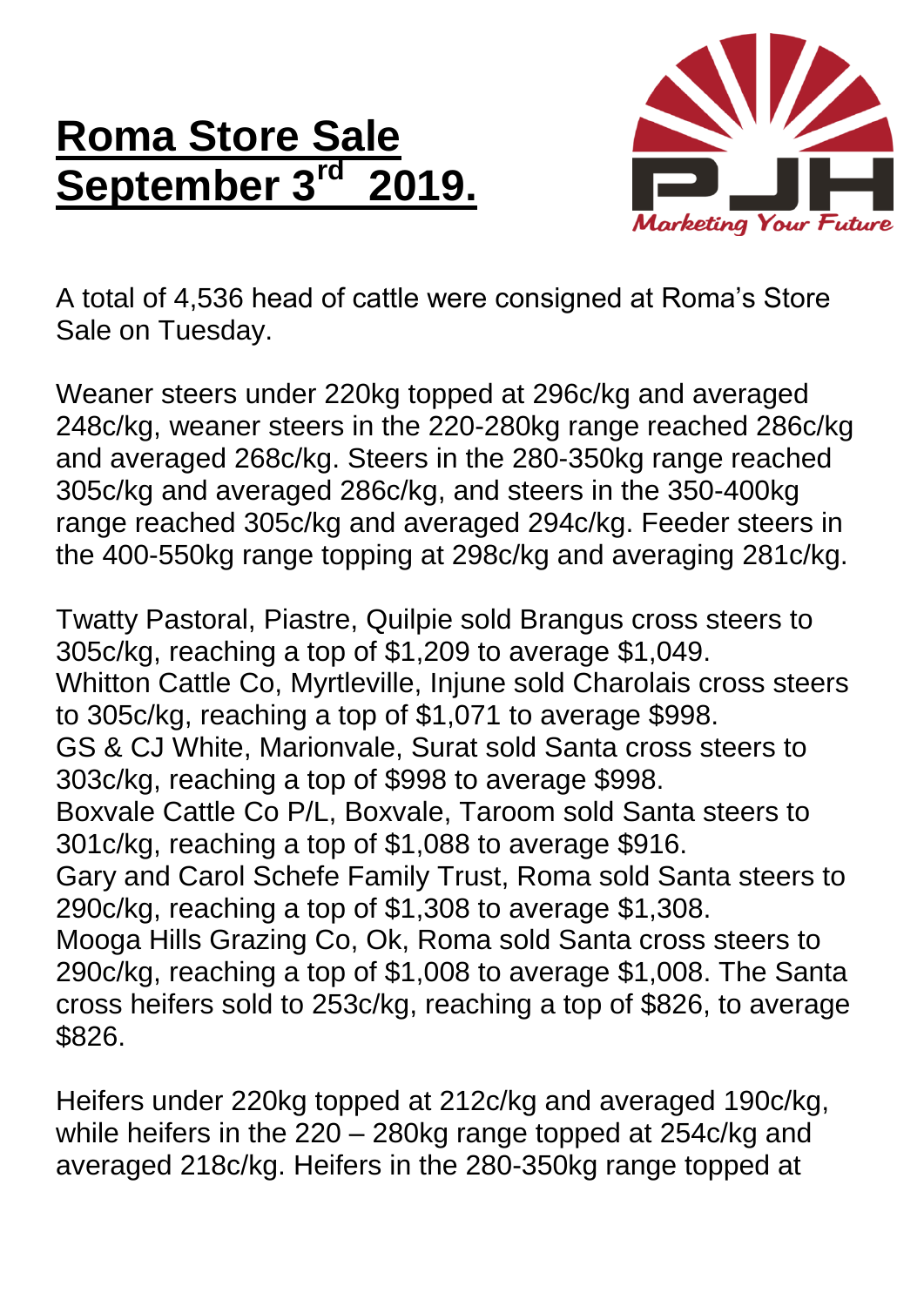# Roma Store Sale September 3rd 2019.

A total of 4,536 head of cattle were consigned at Roma's Store Sale on Tuesday.

Weaner steers under 220kg topped at 296c/kg and averaged 248c/kg, weaner steers in the 220-280kg range reached 286c/kg and averaged 268c/kg. Steers in the 280-350kg range reached 305c/kg and averaged 286c/kg, and steers in the 350-400kg range reached 305c/kg and averaged 294c/kg. Feeder steers in the 400-550kg range topping at 298c/kg and averaging 281c/kg.

Twatty Pastoral, Piastre, Quilpie sold Brangus cross steers to 305c/kg, reaching a top of $1,209 to average $1,049.
Whitton Cattle Co, Myrtleville, Injune sold Charolais cross steers to 305c/kg, reaching a top of $1,071 to average $998.
GS & CJ White, Marionvale, Surat sold Santa cross steers to 303c/kg, reaching a top of $998 to average $998.
Boxvale Cattle Co P/L, Boxvale, Taroom sold Santa steers to 301c/kg, reaching a top of $1,088 to average $916.
Gary and Carol Schefe Family Trust, Roma sold Santa steers to 290c/kg, reaching a top of $1,308 to average $1,308.
Mooga Hills Grazing Co, Ok, Roma sold Santa cross steers to 290c/kg, reaching a top of $1,008 to average $1,008. The Santa cross heifers sold to 253c/kg, reaching a top of $826, to average $826.

Heifers under 220kg topped at 212c/kg and averaged 190c/kg, while heifers in the 220 – 280kg range topped at 254c/kg and averaged 218c/kg. Heifers in the 280-350kg range topped at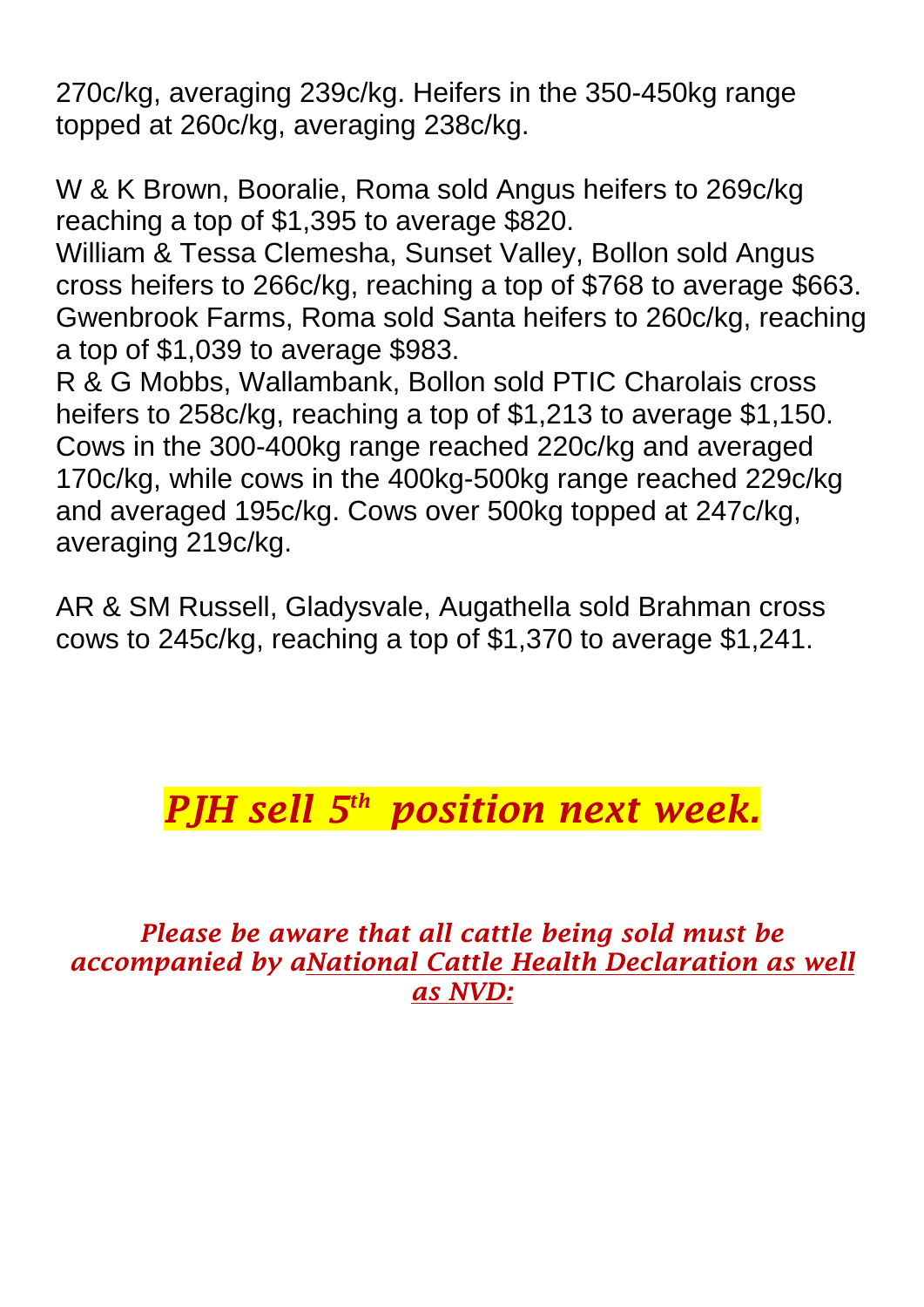270c/kg, averaging 239c/kg. Heifers in the 350-450kg range topped at 260c/kg, averaging 238c/kg.

W & K Brown, Booralie, Roma sold Angus heifers to 269c/kg reaching a top of $1,395 to average $820.
William & Tessa Clemesha, Sunset Valley, Bollon sold Angus cross heifers to 266c/kg, reaching a top of $768 to average $663.
Gwenbrook Farms, Roma sold Santa heifers to 260c/kg, reaching a top of $1,039 to average $983.
R & G Mobbs, Wallambank, Bollon sold PTIC Charolais cross heifers to 258c/kg, reaching a top of $1,213 to average $1,150.
Cows in the 300-400kg range reached 220c/kg and averaged 170c/kg, while cows in the 400kg-500kg range reached 229c/kg and averaged 195c/kg. Cows over 500kg topped at 247c/kg, averaging 219c/kg.

AR & SM Russell, Gladysvale, Augathella sold Brahman cross cows to 245c/kg, reaching a top of $1,370 to average $1,241.

## *PJH sell 5th position next week.*

*Please be aware that all cattle being sold must be accompanied by aNational Cattle Health Declaration as well as NVD:*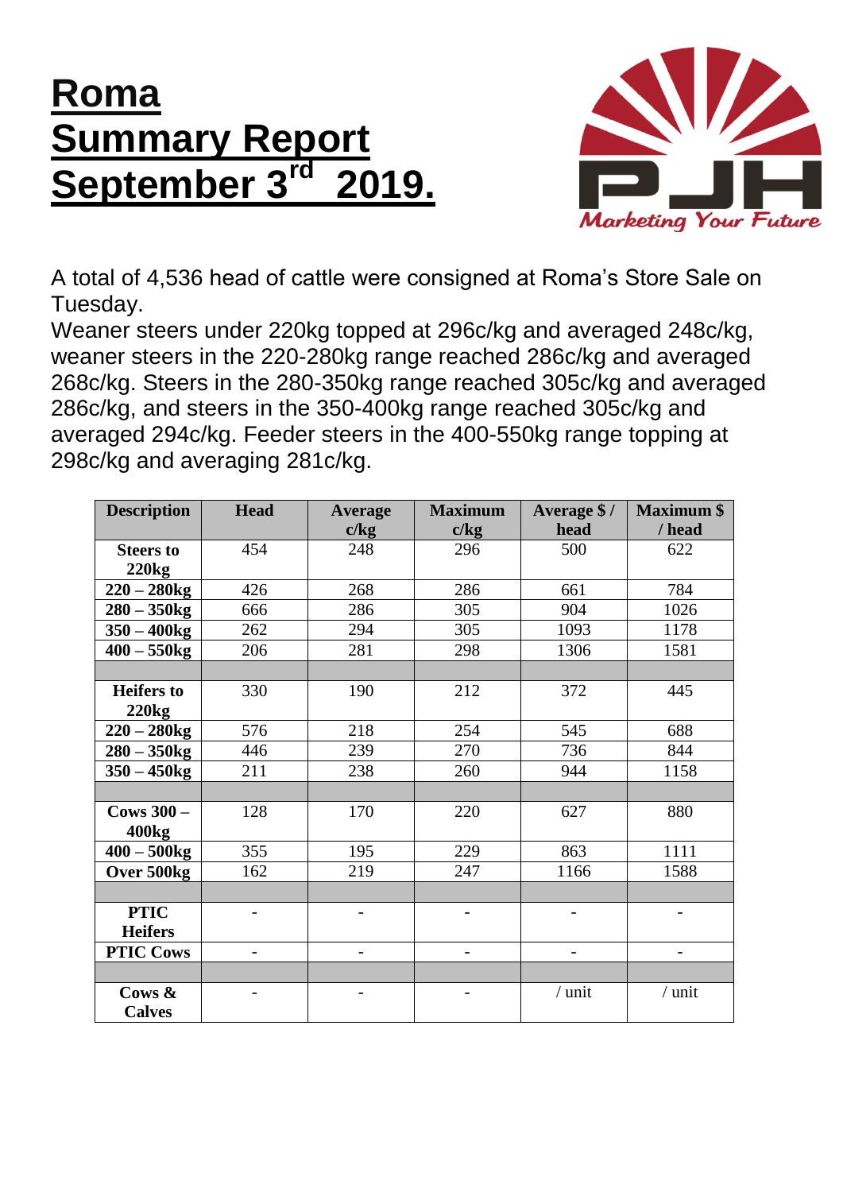# Roma Summary Report September 3rd 2019.

Marketing Your Future

A total of 4,536 head of cattle were consigned at Roma's Store Sale on Tuesday.

Weaner steers under 220kg topped at 296c/kg and averaged 248c/kg, weaner steers in the 220-280kg range reached 286c/kg and averaged 268c/kg. Steers in the 280-350kg range reached 305c/kg and averaged 286c/kg, and steers in the 350-400kg range reached 305c/kg and averaged 294c/kg. Feeder steers in the 400-550kg range topping at 298c/kg and averaging 281c/kg.

| Description | Head | Average c/kg | Maximum c/kg | Average $ / head | Maximum $ / head |
|---|---|---|---|---|---|
| **Steers to 220kg** | 454 | 248 | 296 | 500 | 622 |
| **220 – 280kg** | 426 | 268 | 286 | 661 | 784 |
| **280 – 350kg** | 666 | 286 | 305 | 904 | 1026 |
| **350 – 400kg** | 262 | 294 | 305 | 1093 | 1178 |
| **400 – 550kg** | 206 | 281 | 298 | 1306 | 1581 |
| | | | | | |
| **Heifers to 220kg** | 330 | 190 | 212 | 372 | 445 |
| **220 – 280kg** | 576 | 218 | 254 | 545 | 688 |
| **280 – 350kg** | 446 | 239 | 270 | 736 | 844 |
| **350 – 450kg** | 211 | 238 | 260 | 944 | 1158 |
| | | | | | |
| **Cows 300 – 400kg** | 128 | 170 | 220 | 627 | 880 |
| **400 – 500kg** | 355 | 195 | 229 | 863 | 1111 |
| **Over 500kg** | 162 | 219 | 247 | 1166 | 1588 |
| | | | | | |
| **PTIC Heifers** | - | - | - | - | - |
| **PTIC Cows** | - | - | - | - | - |
| | | | | | |
| **Cows & Calves** | - | - | - | / unit | / unit |